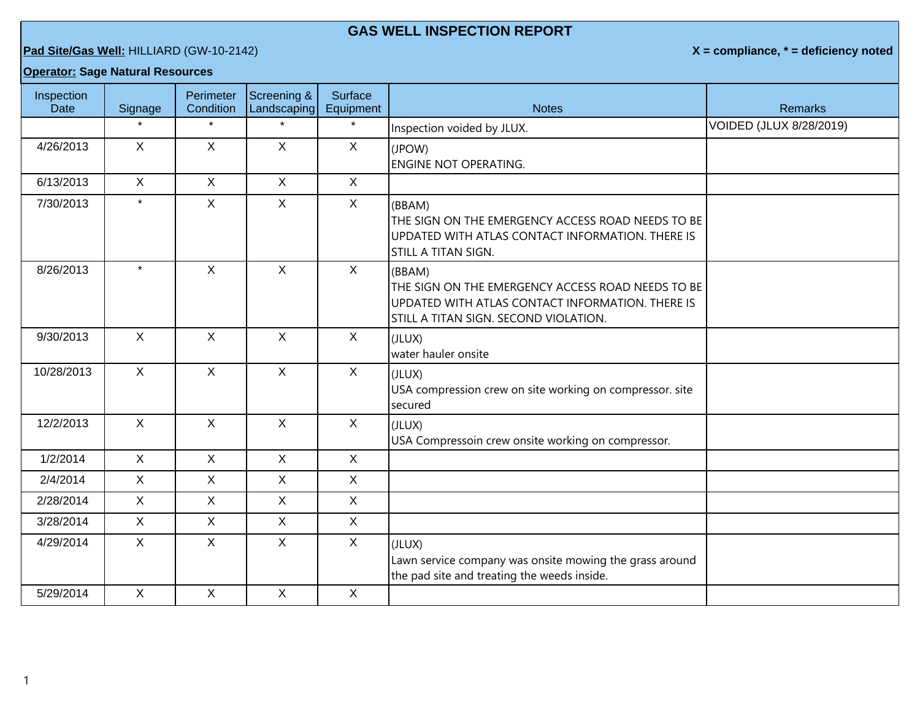# GAS WELL INSPECTION REPORT

**Pad Site/Gas Well:** HILLIARD (GW-10-2142)

**X = compliance, * = deficiency noted**

**Operator: Sage Natural Resources**

| Inspection Date | Signage | Perimeter Condition | Screening & Landscaping | Surface Equipment | Notes | Remarks |
|---|---|---|---|---|---|---|
| | * | * | * | * | Inspection voided by JLUX. | VOIDED (JLUX 8/28/2019) |
| 4/26/2013 | X | X | X | X | (JPOW)<br>ENGINE NOT OPERATING. | |
| 6/13/2013 | X | X | X | X | | |
| 7/30/2013 | * | X | X | X | (BBAM)<br>THE SIGN ON THE EMERGENCY ACCESS ROAD NEEDS TO BE UPDATED WITH ATLAS CONTACT INFORMATION. THERE IS STILL A TITAN SIGN. | |
| 8/26/2013 | * | X | X | X | (BBAM)<br>THE SIGN ON THE EMERGENCY ACCESS ROAD NEEDS TO BE UPDATED WITH ATLAS CONTACT INFORMATION. THERE IS STILL A TITAN SIGN. SECOND VIOLATION. | |
| 9/30/2013 | X | X | X | X | (JLUX)<br>water hauler onsite | |
| 10/28/2013 | X | X | X | X | (JLUX)<br>USA compression crew on site working on compressor. site secured | |
| 12/2/2013 | X | X | X | X | (JLUX)<br>USA Compressoin crew onsite working on compressor. | |
| 1/2/2014 | X | X | X | X | | |
| 2/4/2014 | X | X | X | X | | |
| 2/28/2014 | X | X | X | X | | |
| 3/28/2014 | X | X | X | X | | |
| 4/29/2014 | X | X | X | X | (JLUX)<br>Lawn service company was onsite mowing the grass around the pad site and treating the weeds inside. | |
| 5/29/2014 | X | X | X | X | | |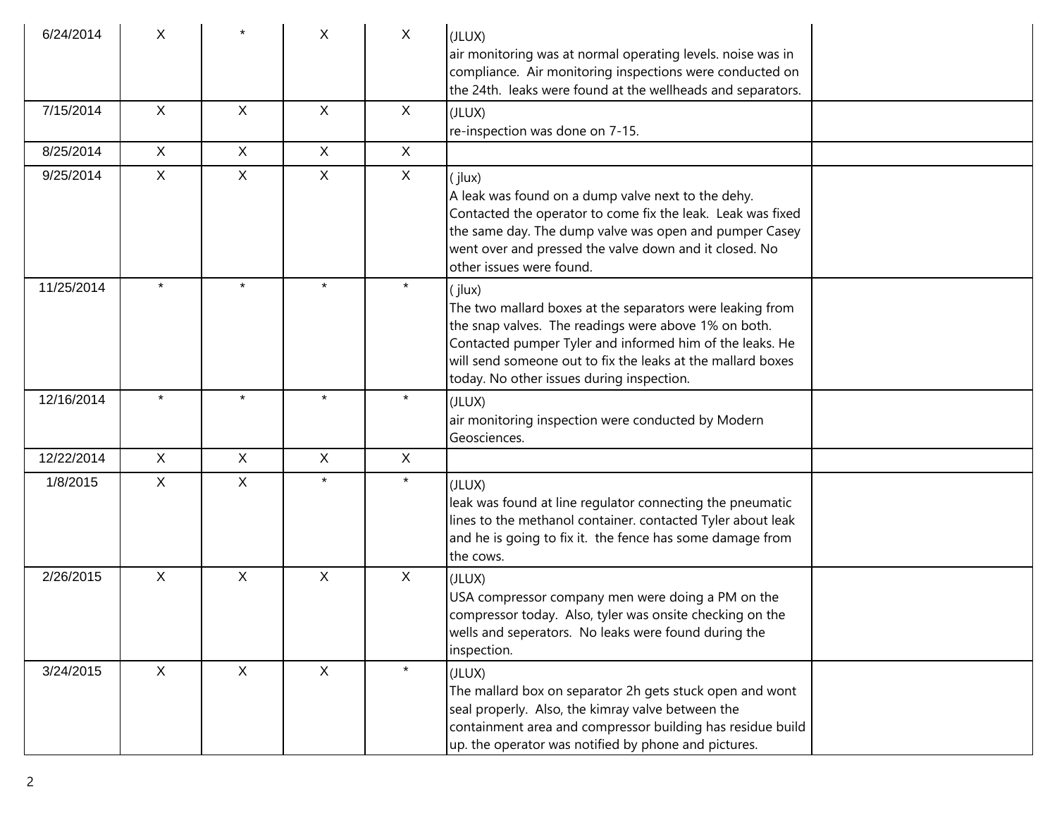|  |  |  |  |  |  |  |
|---|---|---|---|---|---|---|
| 6/24/2014 | X | * | X | X | (JLUX)<br>air monitoring was at normal operating levels. noise was in compliance. Air monitoring inspections were conducted on the 24th. leaks were found at the wellheads and separators. |  |
| 7/15/2014 | X | X | X | X | (JLUX)<br>re-inspection was done on 7-15. |  |
| 8/25/2014 | X | X | X | X |  |  |
| 9/25/2014 | X | X | X | X | ( jlux)<br>A leak was found on a dump valve next to the dehy. Contacted the operator to come fix the leak. Leak was fixed the same day. The dump valve was open and pumper Casey went over and pressed the valve down and it closed. No other issues were found. |  |
| 11/25/2014 | * | * | * | * | ( jlux)<br>The two mallard boxes at the separators were leaking from the snap valves. The readings were above 1% on both. Contacted pumper Tyler and informed him of the leaks. He will send someone out to fix the leaks at the mallard boxes today. No other issues during inspection. |  |
| 12/16/2014 | * | * | * | * | (JLUX)<br>air monitoring inspection were conducted by Modern Geosciences. |  |
| 12/22/2014 | X | X | X | X |  |  |
| 1/8/2015 | X | X | * | * | (JLUX)<br>leak was found at line regulator connecting the pneumatic lines to the methanol container. contacted Tyler about leak and he is going to fix it. the fence has some damage from the cows. |  |
| 2/26/2015 | X | X | X | X | (JLUX)<br>USA compressor company men were doing a PM on the compressor today. Also, tyler was onsite checking on the wells and seperators. No leaks were found during the inspection. |  |
| 3/24/2015 | X | X | X | * | (JLUX)<br>The mallard box on separator 2h gets stuck open and wont seal properly. Also, the kimray valve between the containment area and compressor building has residue build up. the operator was notified by phone and pictures. |  |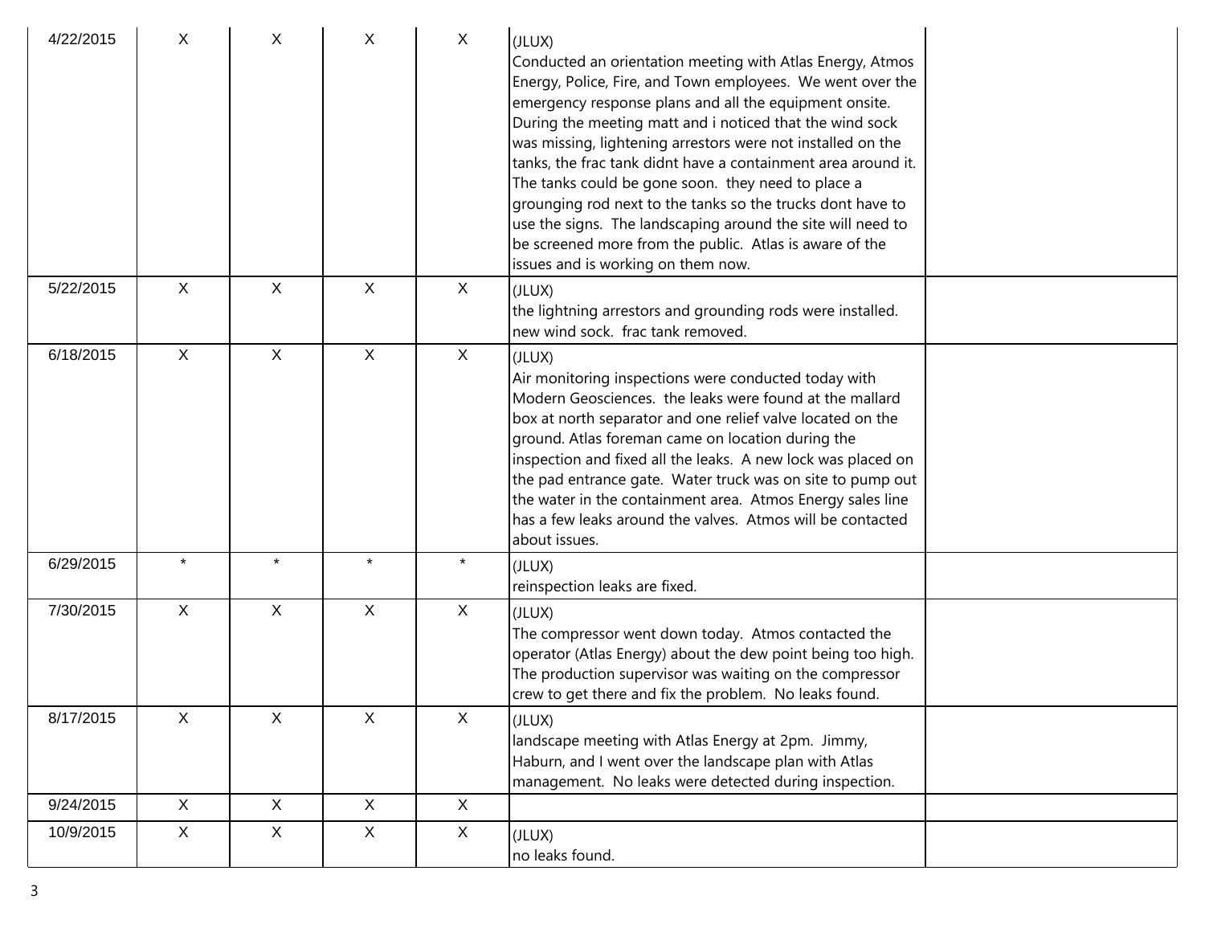| | | | | | | |
|---|---|---|---|---|---|---|
| 4/22/2015 | X | X | X | X | (JLUX)<br>Conducted an orientation meeting with Atlas Energy, Atmos Energy, Police, Fire, and Town employees. We went over the emergency response plans and all the equipment onsite. During the meeting matt and i noticed that the wind sock was missing, lightening arrestors were not installed on the tanks, the frac tank didnt have a containment area around it. The tanks could be gone soon. they need to place a grounging rod next to the tanks so the trucks dont have to use the signs. The landscaping around the site will need to be screened more from the public. Atlas is aware of the issues and is working on them now. | |
| 5/22/2015 | X | X | X | X | (JLUX)<br>the lightning arrestors and grounding rods were installed. new wind sock. frac tank removed. | |
| 6/18/2015 | X | X | X | X | (JLUX)<br>Air monitoring inspections were conducted today with Modern Geosciences. the leaks were found at the mallard box at north separator and one relief valve located on the ground. Atlas foreman came on location during the inspection and fixed all the leaks. A new lock was placed on the pad entrance gate. Water truck was on site to pump out the water in the containment area. Atmos Energy sales line has a few leaks around the valves. Atmos will be contacted about issues. | |
| 6/29/2015 | * | * | * | * | (JLUX)<br>reinspection leaks are fixed. | |
| 7/30/2015 | X | X | X | X | (JLUX)<br>The compressor went down today. Atmos contacted the operator (Atlas Energy) about the dew point being too high. The production supervisor was waiting on the compressor crew to get there and fix the problem. No leaks found. | |
| 8/17/2015 | X | X | X | X | (JLUX)<br>landscape meeting with Atlas Energy at 2pm. Jimmy, Haburn, and I went over the landscape plan with Atlas management. No leaks were detected during inspection. | |
| 9/24/2015 | X | X | X | X | | |
| 10/9/2015 | X | X | X | X | (JLUX)<br>no leaks found. | |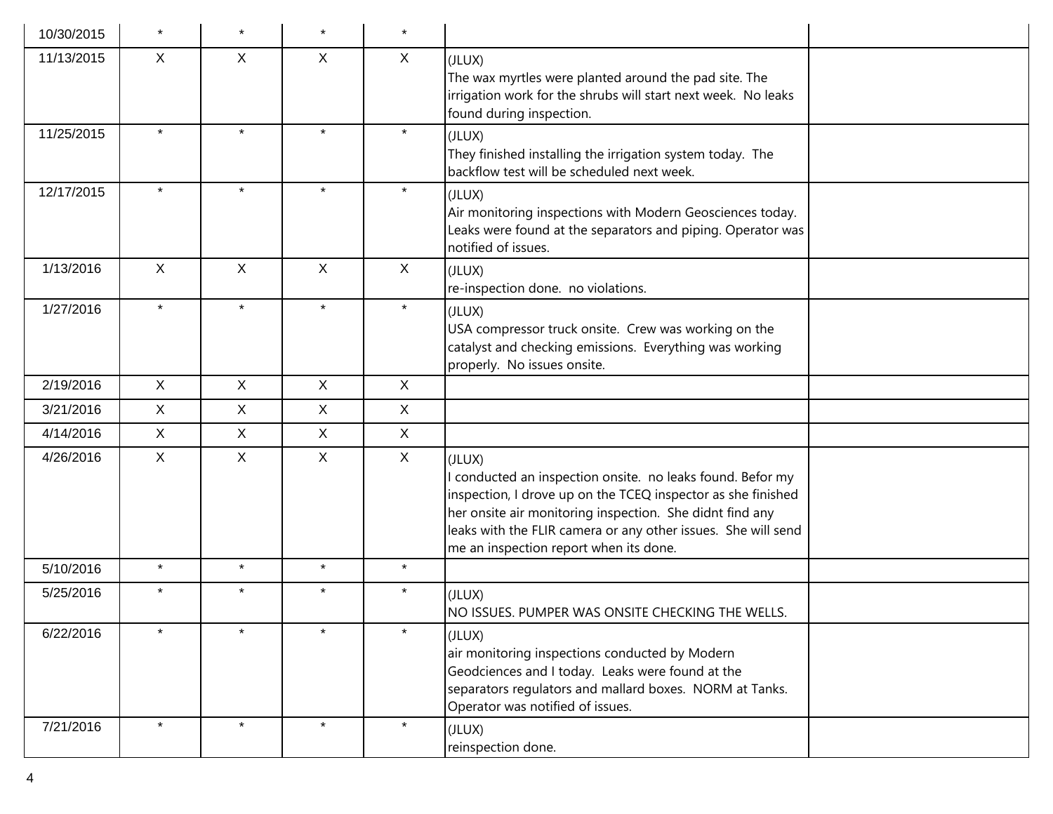| | | | | | | |
|---|---|---|---|---|---|---|
| 10/30/2015 | * | * | * | * | | |
| 11/13/2015 | X | X | X | X | (JLUX)<br>The wax myrtles were planted around the pad site. The irrigation work for the shrubs will start next week. No leaks found during inspection. | |
| 11/25/2015 | * | * | * | * | (JLUX)<br>They finished installing the irrigation system today. The backflow test will be scheduled next week. | |
| 12/17/2015 | * | * | * | * | (JLUX)<br>Air monitoring inspections with Modern Geosciences today. Leaks were found at the separators and piping. Operator was notified of issues. | |
| 1/13/2016 | X | X | X | X | (JLUX)<br>re-inspection done. no violations. | |
| 1/27/2016 | * | * | * | * | (JLUX)<br>USA compressor truck onsite. Crew was working on the catalyst and checking emissions. Everything was working properly. No issues onsite. | |
| 2/19/2016 | X | X | X | X | | |
| 3/21/2016 | X | X | X | X | | |
| 4/14/2016 | X | X | X | X | | |
| 4/26/2016 | X | X | X | X | (JLUX)<br>I conducted an inspection onsite. no leaks found. Befor my inspection, I drove up on the TCEQ inspector as she finished her onsite air monitoring inspection. She didnt find any leaks with the FLIR camera or any other issues. She will send me an inspection report when its done. | |
| 5/10/2016 | * | * | * | * | | |
| 5/25/2016 | * | * | * | * | (JLUX)<br>NO ISSUES. PUMPER WAS ONSITE CHECKING THE WELLS. | |
| 6/22/2016 | * | * | * | * | (JLUX)<br>air monitoring inspections conducted by Modern Geodciences and I today. Leaks were found at the separators regulators and mallard boxes. NORM at Tanks. Operator was notified of issues. | |
| 7/21/2016 | * | * | * | * | (JLUX)<br>reinspection done. | |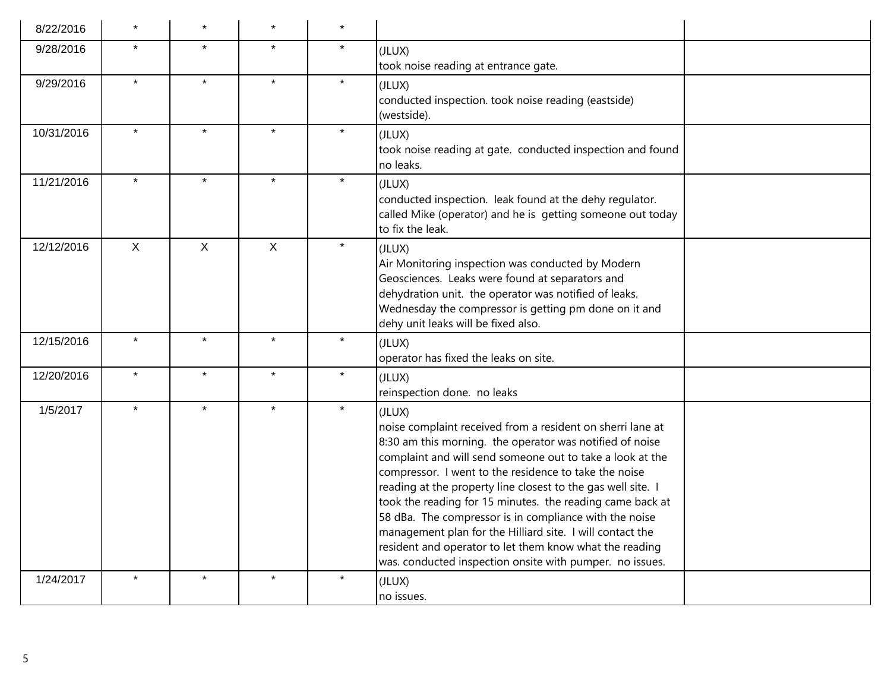| | | | | | | |
|---|---|---|---|---|---|---|
| 8/22/2016 | * | * | * | * | | |
| 9/28/2016 | * | * | * | * | (JLUX)<br>took noise reading at entrance gate. | |
| 9/29/2016 | * | * | * | * | (JLUX)<br>conducted inspection. took noise reading (eastside) (westside). | |
| 10/31/2016 | * | * | * | * | (JLUX)<br>took noise reading at gate. conducted inspection and found no leaks. | |
| 11/21/2016 | * | * | * | * | (JLUX)<br>conducted inspection. leak found at the dehy regulator. called Mike (operator) and he is getting someone out today to fix the leak. | |
| 12/12/2016 | X | X | X | * | (JLUX)<br>Air Monitoring inspection was conducted by Modern Geosciences. Leaks were found at separators and dehydration unit. the operator was notified of leaks. Wednesday the compressor is getting pm done on it and dehy unit leaks will be fixed also. | |
| 12/15/2016 | * | * | * | * | (JLUX)<br>operator has fixed the leaks on site. | |
| 12/20/2016 | * | * | * | * | (JLUX)<br>reinspection done. no leaks | |
| 1/5/2017 | * | * | * | * | (JLUX)<br>noise complaint received from a resident on sherri lane at 8:30 am this morning. the operator was notified of noise complaint and will send someone out to take a look at the compressor. I went to the residence to take the noise reading at the property line closest to the gas well site. I took the reading for 15 minutes. the reading came back at 58 dBa. The compressor is in compliance with the noise management plan for the Hilliard site. I will contact the resident and operator to let them know what the reading was. conducted inspection onsite with pumper. no issues. | |
| 1/24/2017 | * | * | * | * | (JLUX)<br>no issues. | |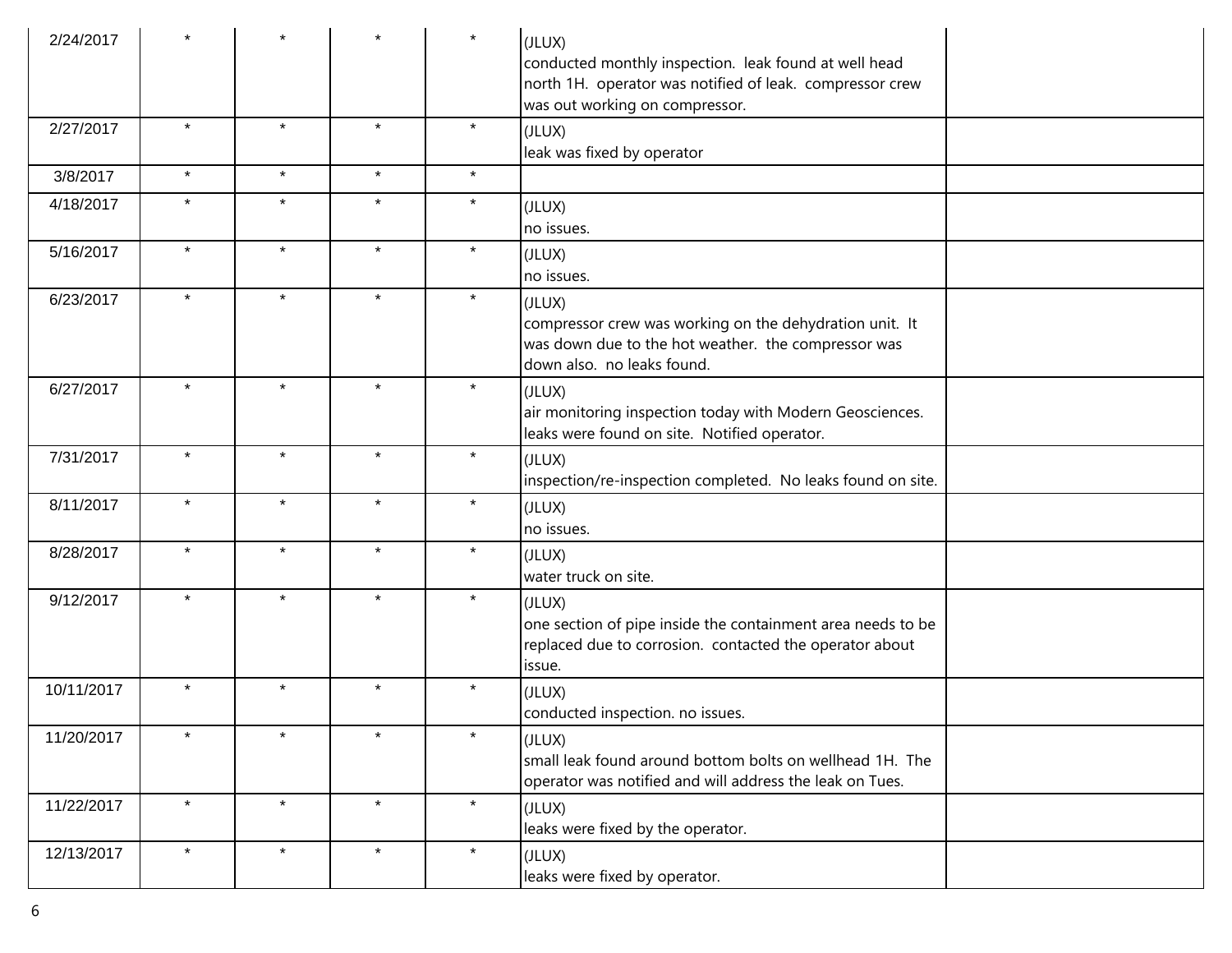| | | | | | | |
|---|---|---|---|---|---|---|
| 2/24/2017 | * | * | * | * | (JLUX)<br>conducted monthly inspection. leak found at well head north 1H. operator was notified of leak. compressor crew was out working on compressor. | |
| 2/27/2017 | * | * | * | * | (JLUX)<br>leak was fixed by operator | |
| 3/8/2017 | * | * | * | * | | |
| 4/18/2017 | * | * | * | * | (JLUX)<br>no issues. | |
| 5/16/2017 | * | * | * | * | (JLUX)<br>no issues. | |
| 6/23/2017 | * | * | * | * | (JLUX)<br>compressor crew was working on the dehydration unit. It was down due to the hot weather. the compressor was down also. no leaks found. | |
| 6/27/2017 | * | * | * | * | (JLUX)<br>air monitoring inspection today with Modern Geosciences. leaks were found on site. Notified operator. | |
| 7/31/2017 | * | * | * | * | (JLUX)<br>inspection/re-inspection completed. No leaks found on site. | |
| 8/11/2017 | * | * | * | * | (JLUX)<br>no issues. | |
| 8/28/2017 | * | * | * | * | (JLUX)<br>water truck on site. | |
| 9/12/2017 | * | * | * | * | (JLUX)<br>one section of pipe inside the containment area needs to be replaced due to corrosion. contacted the operator about issue. | |
| 10/11/2017 | * | * | * | * | (JLUX)<br>conducted inspection. no issues. | |
| 11/20/2017 | * | * | * | * | (JLUX)<br>small leak found around bottom bolts on wellhead 1H. The operator was notified and will address the leak on Tues. | |
| 11/22/2017 | * | * | * | * | (JLUX)<br>leaks were fixed by the operator. | |
| 12/13/2017 | * | * | * | * | (JLUX)<br>leaks were fixed by operator. | |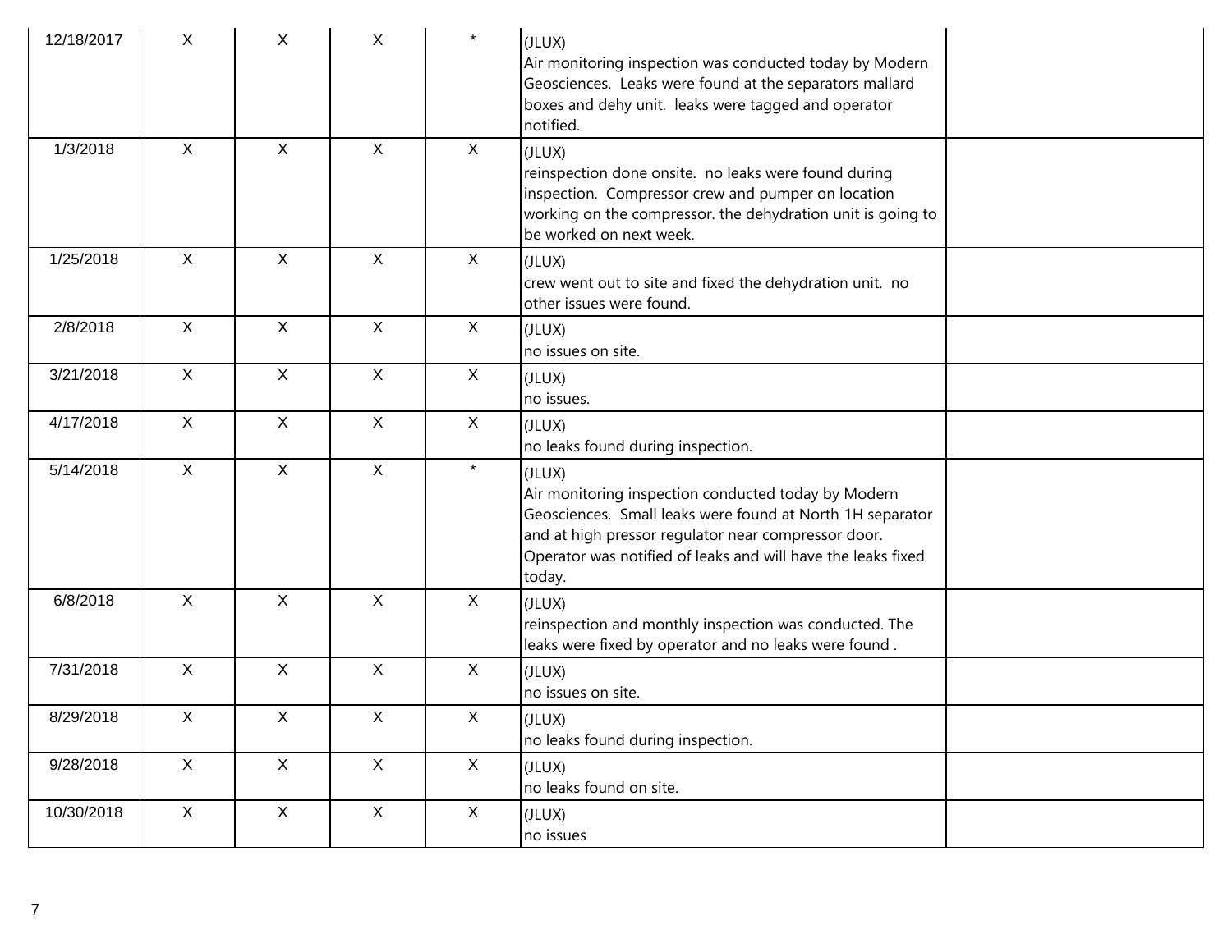| | | | | | | |
|---|---|---|---|---|---|---|
| 12/18/2017 | X | X | X | * | (JLUX)<br>Air monitoring inspection was conducted today by Modern Geosciences. Leaks were found at the separators mallard boxes and dehy unit. leaks were tagged and operator notified. | |
| 1/3/2018 | X | X | X | X | (JLUX)<br>reinspection done onsite. no leaks were found during inspection. Compressor crew and pumper on location working on the compressor. the dehydration unit is going to be worked on next week. | |
| 1/25/2018 | X | X | X | X | (JLUX)<br>crew went out to site and fixed the dehydration unit. no other issues were found. | |
| 2/8/2018 | X | X | X | X | (JLUX)<br>no issues on site. | |
| 3/21/2018 | X | X | X | X | (JLUX)<br>no issues. | |
| 4/17/2018 | X | X | X | X | (JLUX)<br>no leaks found during inspection. | |
| 5/14/2018 | X | X | X | * | (JLUX)<br>Air monitoring inspection conducted today by Modern Geosciences. Small leaks were found at North 1H separator and at high pressor regulator near compressor door. Operator was notified of leaks and will have the leaks fixed today. | |
| 6/8/2018 | X | X | X | X | (JLUX)<br>reinspection and monthly inspection was conducted. The leaks were fixed by operator and no leaks were found . | |
| 7/31/2018 | X | X | X | X | (JLUX)<br>no issues on site. | |
| 8/29/2018 | X | X | X | X | (JLUX)<br>no leaks found during inspection. | |
| 9/28/2018 | X | X | X | X | (JLUX)<br>no leaks found on site. | |
| 10/30/2018 | X | X | X | X | (JLUX)<br>no issues | |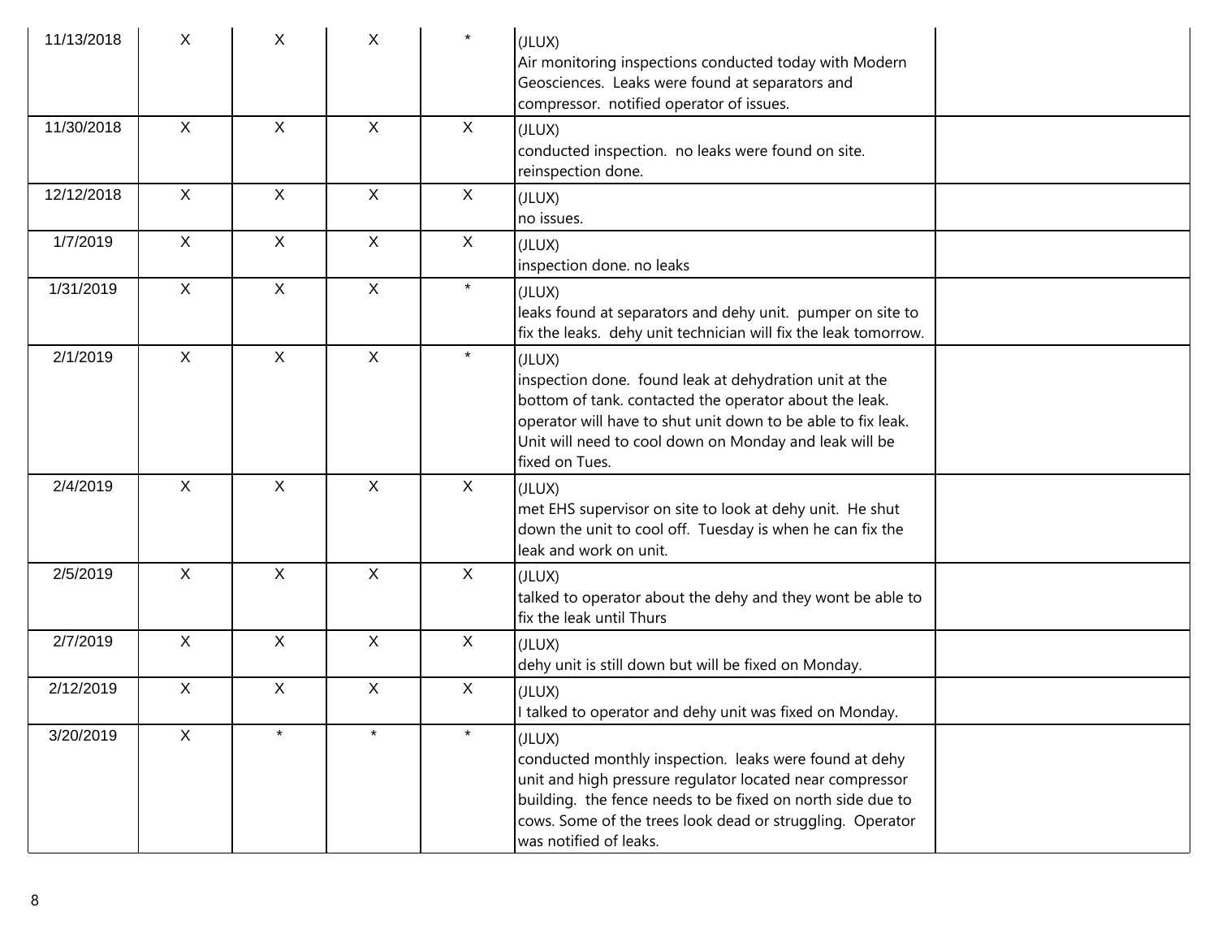| | | | | | | |
|---|---|---|---|---|---|---|
| 11/13/2018 | X | X | X | * | (JLUX)<br>Air monitoring inspections conducted today with Modern Geosciences. Leaks were found at separators and compressor. notified operator of issues. | |
| 11/30/2018 | X | X | X | X | (JLUX)<br>conducted inspection. no leaks were found on site. reinspection done. | |
| 12/12/2018 | X | X | X | X | (JLUX)<br>no issues. | |
| 1/7/2019 | X | X | X | X | (JLUX)<br>inspection done. no leaks | |
| 1/31/2019 | X | X | X | * | (JLUX)<br>leaks found at separators and dehy unit. pumper on site to fix the leaks. dehy unit technician will fix the leak tomorrow. | |
| 2/1/2019 | X | X | X | * | (JLUX)<br>inspection done. found leak at dehydration unit at the bottom of tank. contacted the operator about the leak. operator will have to shut unit down to be able to fix leak. Unit will need to cool down on Monday and leak will be fixed on Tues. | |
| 2/4/2019 | X | X | X | X | (JLUX)<br>met EHS supervisor on site to look at dehy unit. He shut down the unit to cool off. Tuesday is when he can fix the leak and work on unit. | |
| 2/5/2019 | X | X | X | X | (JLUX)<br>talked to operator about the dehy and they wont be able to fix the leak until Thurs | |
| 2/7/2019 | X | X | X | X | (JLUX)<br>dehy unit is still down but will be fixed on Monday. | |
| 2/12/2019 | X | X | X | X | (JLUX)<br>I talked to operator and dehy unit was fixed on Monday. | |
| 3/20/2019 | X | * | * | * | (JLUX)<br>conducted monthly inspection. leaks were found at dehy unit and high pressure regulator located near compressor building. the fence needs to be fixed on north side due to cows. Some of the trees look dead or struggling. Operator was notified of leaks. | |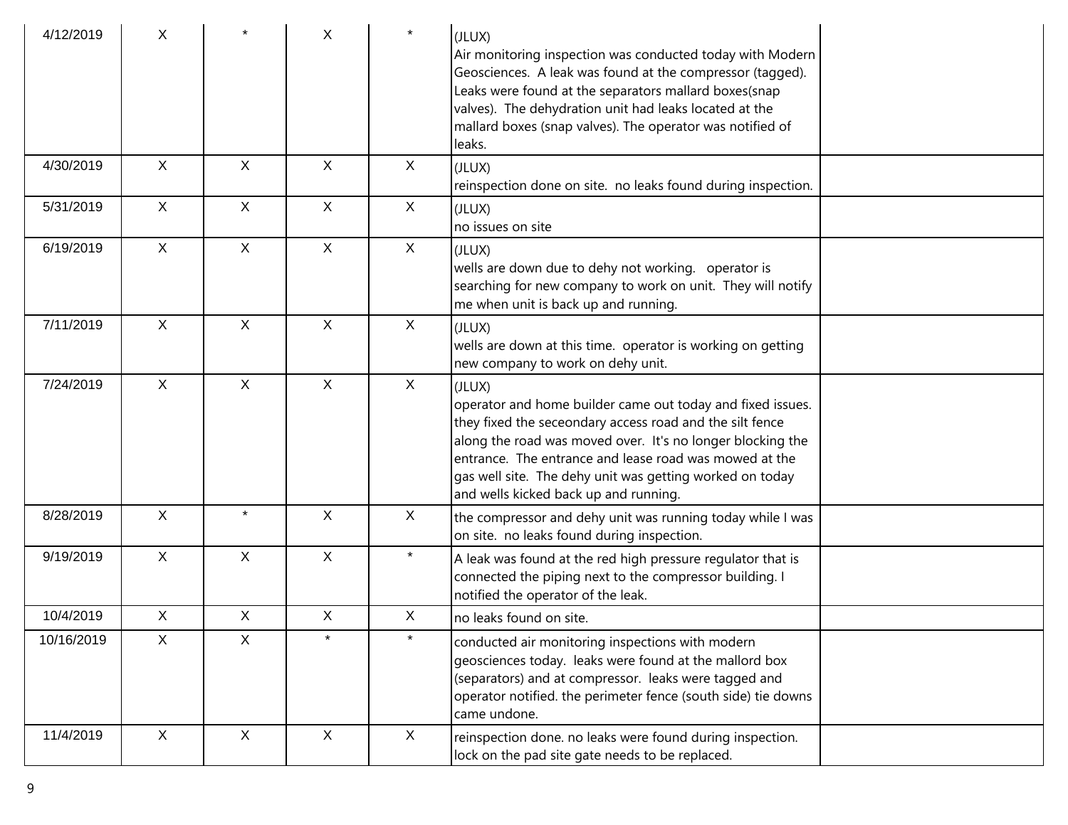| | | | | | | |
|---|---|---|---|---|---|---|
| 4/12/2019 | X | * | X | * | (JLUX)<br>Air monitoring inspection was conducted today with Modern Geosciences. A leak was found at the compressor (tagged). Leaks were found at the separators mallard boxes(snap valves). The dehydration unit had leaks located at the mallard boxes (snap valves). The operator was notified of leaks. | |
| 4/30/2019 | X | X | X | X | (JLUX)<br>reinspection done on site. no leaks found during inspection. | |
| 5/31/2019 | X | X | X | X | (JLUX)<br>no issues on site | |
| 6/19/2019 | X | X | X | X | (JLUX)<br>wells are down due to dehy not working. operator is searching for new company to work on unit. They will notify me when unit is back up and running. | |
| 7/11/2019 | X | X | X | X | (JLUX)<br>wells are down at this time. operator is working on getting new company to work on dehy unit. | |
| 7/24/2019 | X | X | X | X | (JLUX)<br>operator and home builder came out today and fixed issues. they fixed the seceondary access road and the silt fence along the road was moved over. It's no longer blocking the entrance. The entrance and lease road was mowed at the gas well site. The dehy unit was getting worked on today and wells kicked back up and running. | |
| 8/28/2019 | X | * | X | X | the compressor and dehy unit was running today while I was on site. no leaks found during inspection. | |
| 9/19/2019 | X | X | X | * | A leak was found at the red high pressure regulator that is connected the piping next to the compressor building. I notified the operator of the leak. | |
| 10/4/2019 | X | X | X | X | no leaks found on site. | |
| 10/16/2019 | X | X | * | * | conducted air monitoring inspections with modern geosciences today. leaks were found at the mallord box (separators) and at compressor. leaks were tagged and operator notified. the perimeter fence (south side) tie downs came undone. | |
| 11/4/2019 | X | X | X | X | reinspection done. no leaks were found during inspection. lock on the pad site gate needs to be replaced. | |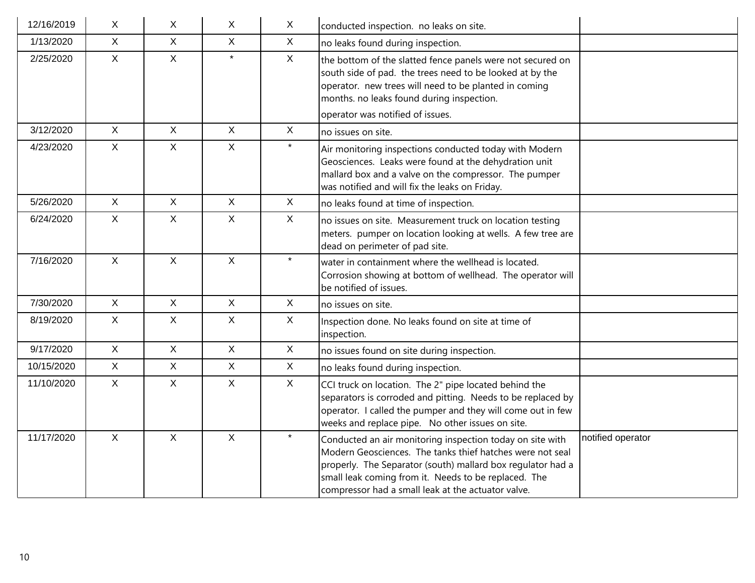| | | | | | | |
|---|---|---|---|---|---|---|
| 12/16/2019 | X | X | X | X | conducted inspection. no leaks on site. | |
| 1/13/2020 | X | X | X | X | no leaks found during inspection. | |
| 2/25/2020 | X | X | * | X | the bottom of the slatted fence panels were not secured on south side of pad. the trees need to be looked at by the operator. new trees will need to be planted in coming months. no leaks found during inspection.<br>operator was notified of issues. | |
| 3/12/2020 | X | X | X | X | no issues on site. | |
| 4/23/2020 | X | X | X | * | Air monitoring inspections conducted today with Modern Geosciences. Leaks were found at the dehydration unit mallard box and a valve on the compressor. The pumper was notified and will fix the leaks on Friday. | |
| 5/26/2020 | X | X | X | X | no leaks found at time of inspection. | |
| 6/24/2020 | X | X | X | X | no issues on site. Measurement truck on location testing meters. pumper on location looking at wells. A few tree are dead on perimeter of pad site. | |
| 7/16/2020 | X | X | X | * | water in containment where the wellhead is located. Corrosion showing at bottom of wellhead. The operator will be notified of issues. | |
| 7/30/2020 | X | X | X | X | no issues on site. | |
| 8/19/2020 | X | X | X | X | Inspection done. No leaks found on site at time of inspection. | |
| 9/17/2020 | X | X | X | X | no issues found on site during inspection. | |
| 10/15/2020 | X | X | X | X | no leaks found during inspection. | |
| 11/10/2020 | X | X | X | X | CCI truck on location. The 2" pipe located behind the separators is corroded and pitting. Needs to be replaced by operator. I called the pumper and they will come out in few weeks and replace pipe. No other issues on site. | |
| 11/17/2020 | X | X | X | * | Conducted an air monitoring inspection today on site with Modern Geosciences. The tanks thief hatches were not seal properly. The Separator (south) mallard box regulator had a small leak coming from it. Needs to be replaced. The compressor had a small leak at the actuator valve. | notified operator |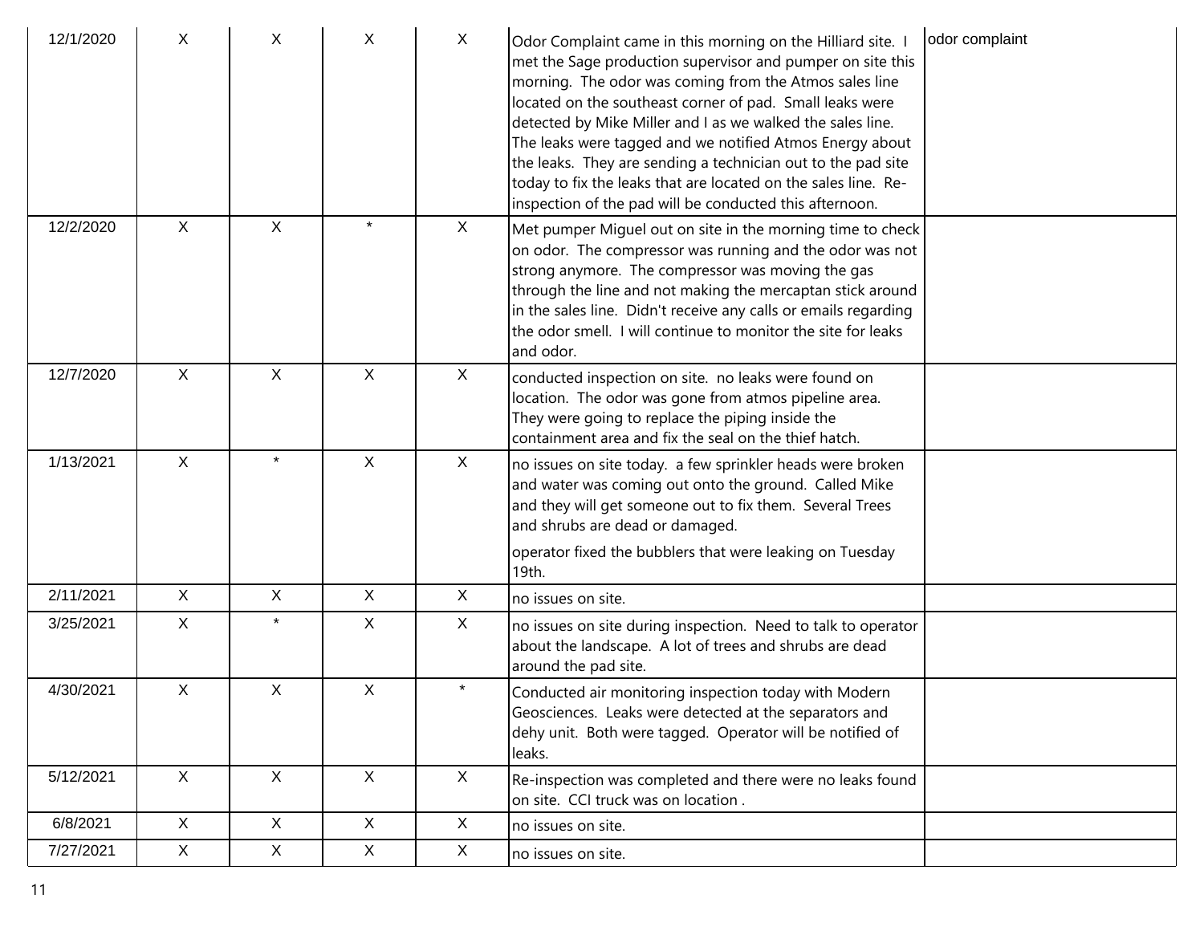| | | | | | | |
|---|---|---|---|---|---|---|
| 12/1/2020 | X | X | X | X | Odor Complaint came in this morning on the Hilliard site. I met the Sage production supervisor and pumper on site this morning. The odor was coming from the Atmos sales line located on the southeast corner of pad. Small leaks were detected by Mike Miller and I as we walked the sales line. The leaks were tagged and we notified Atmos Energy about the leaks. They are sending a technician out to the pad site today to fix the leaks that are located on the sales line. Re-inspection of the pad will be conducted this afternoon. | odor complaint |
| 12/2/2020 | X | X | * | X | Met pumper Miguel out on site in the morning time to check on odor. The compressor was running and the odor was not strong anymore. The compressor was moving the gas through the line and not making the mercaptan stick around in the sales line. Didn't receive any calls or emails regarding the odor smell. I will continue to monitor the site for leaks and odor. | |
| 12/7/2020 | X | X | X | X | conducted inspection on site. no leaks were found on location. The odor was gone from atmos pipeline area. They were going to replace the piping inside the containment area and fix the seal on the thief hatch. | |
| 1/13/2021 | X | * | X | X | no issues on site today. a few sprinkler heads were broken and water was coming out onto the ground. Called Mike and they will get someone out to fix them. Several Trees and shrubs are dead or damaged.<br><br>operator fixed the bubblers that were leaking on Tuesday 19th. | |
| 2/11/2021 | X | X | X | X | no issues on site. | |
| 3/25/2021 | X | * | X | X | no issues on site during inspection. Need to talk to operator about the landscape. A lot of trees and shrubs are dead around the pad site. | |
| 4/30/2021 | X | X | X | * | Conducted air monitoring inspection today with Modern Geosciences. Leaks were detected at the separators and dehy unit. Both were tagged. Operator will be notified of leaks. | |
| 5/12/2021 | X | X | X | X | Re-inspection was completed and there were no leaks found on site. CCI truck was on location . | |
| 6/8/2021 | X | X | X | X | no issues on site. | |
| 7/27/2021 | X | X | X | X | no issues on site. | |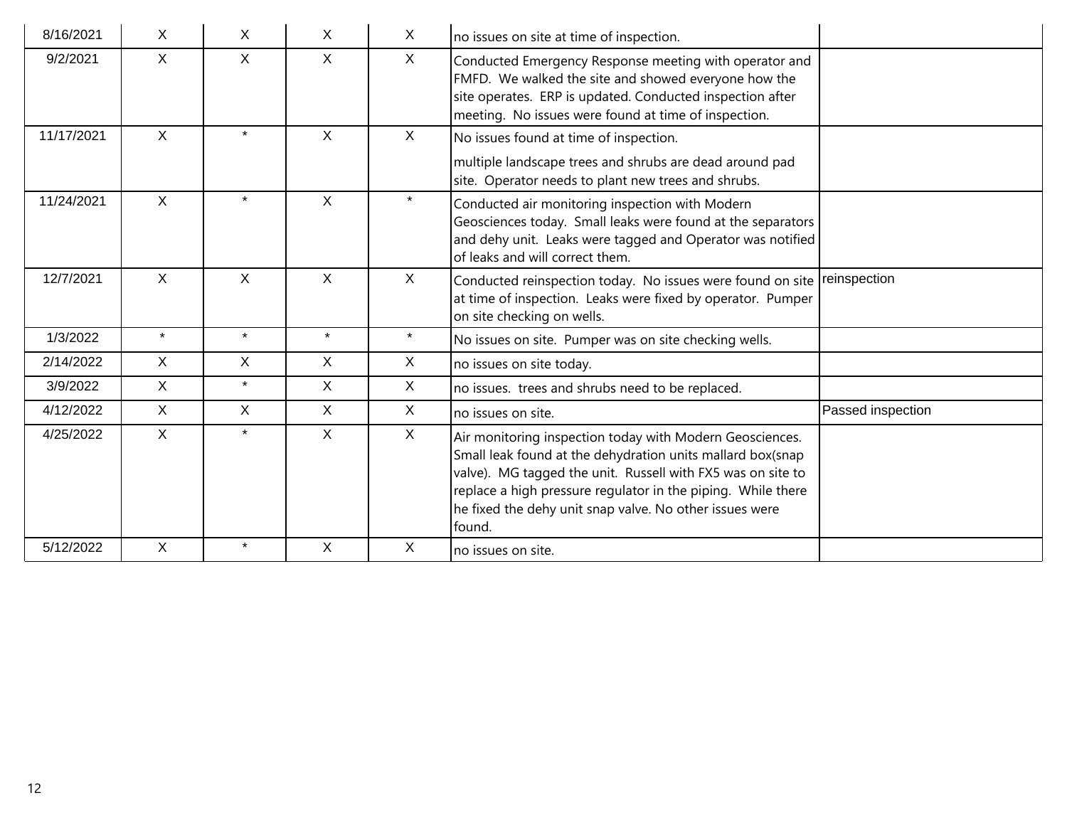| | | | | | | |
|---|---|---|---|---|---|---|
| 8/16/2021 | X | X | X | X | no issues on site at time of inspection. | |
| 9/2/2021 | X | X | X | X | Conducted Emergency Response meeting with operator and FMFD. We walked the site and showed everyone how the site operates. ERP is updated. Conducted inspection after meeting. No issues were found at time of inspection. | |
| 11/17/2021 | X | * | X | X | No issues found at time of inspection.<br>multiple landscape trees and shrubs are dead around pad site. Operator needs to plant new trees and shrubs. | |
| 11/24/2021 | X | * | X | * | Conducted air monitoring inspection with Modern Geosciences today. Small leaks were found at the separators and dehy unit. Leaks were tagged and Operator was notified of leaks and will correct them. | |
| 12/7/2021 | X | X | X | X | Conducted reinspection today. No issues were found on site at time of inspection. Leaks were fixed by operator. Pumper on site checking on wells. | reinspection |
| 1/3/2022 | * | * | * | * | No issues on site. Pumper was on site checking wells. | |
| 2/14/2022 | X | X | X | X | no issues on site today. | |
| 3/9/2022 | X | * | X | X | no issues. trees and shrubs need to be replaced. | |
| 4/12/2022 | X | X | X | X | no issues on site. | Passed inspection |
| 4/25/2022 | X | * | X | X | Air monitoring inspection today with Modern Geosciences. Small leak found at the dehydration units mallard box(snap valve). MG tagged the unit. Russell with FX5 was on site to replace a high pressure regulator in the piping. While there he fixed the dehy unit snap valve. No other issues were found. | |
| 5/12/2022 | X | * | X | X | no issues on site. | |